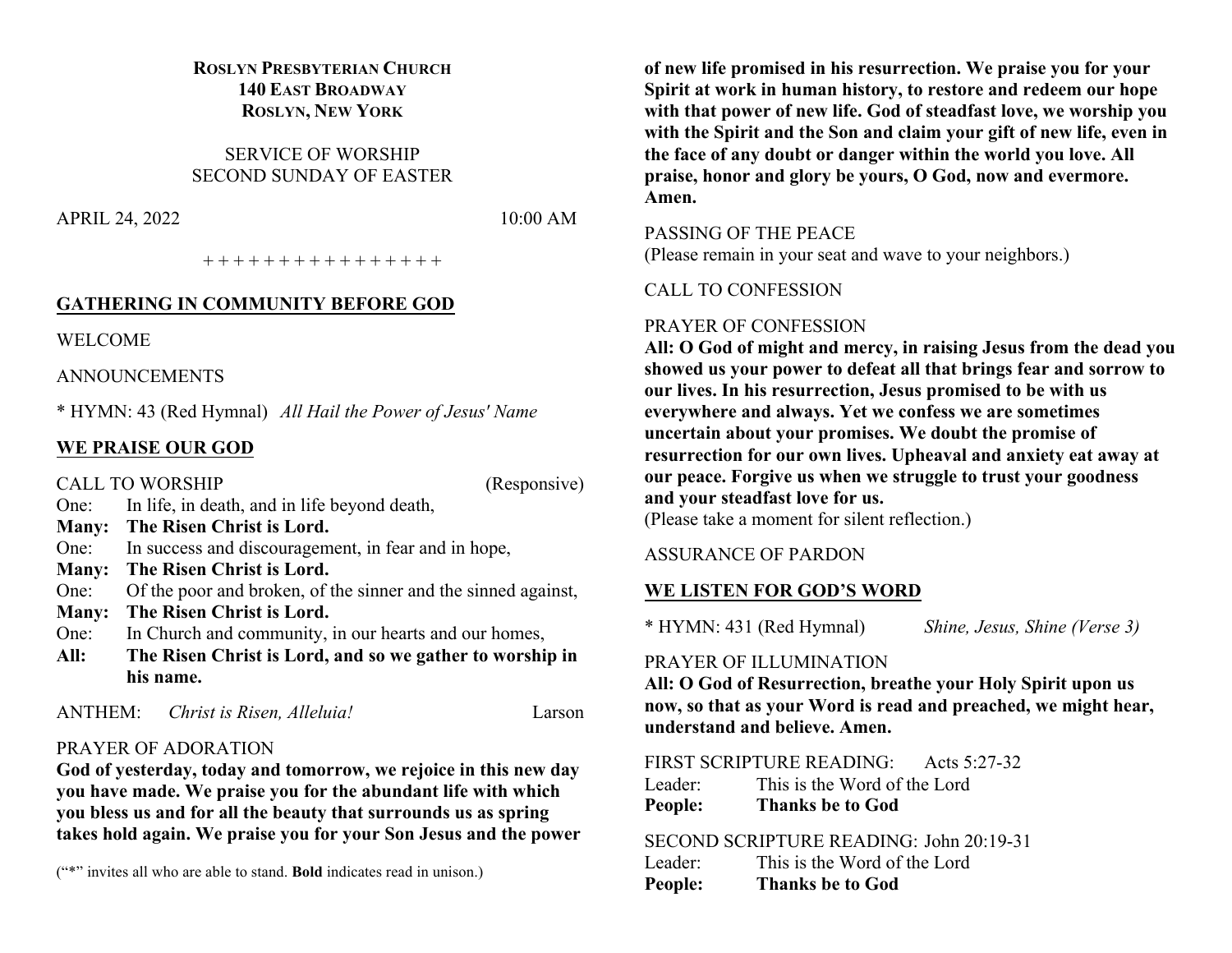**ROSLYN PRESBYTERIAN CHURCH**
**140 EAST BROADWAY**
**ROSLYN, NEW YORK**

SERVICE OF WORSHIP
SECOND SUNDAY OF EASTER

APRIL 24, 2022 10:00 AM

+ + + + + + + + + + + + + + + +

## GATHERING IN COMMUNITY BEFORE GOD

WELCOME

ANNOUNCEMENTS

* HYMN: 43 (Red Hymnal) *All Hail the Power of Jesus' Name*

## WE PRAISE OUR GOD

CALL TO WORSHIP (Responsive)

One: In life, in death, and in life beyond death,
**Many: The Risen Christ is Lord.**
One: In success and discouragement, in fear and in hope,
**Many: The Risen Christ is Lord.**
One: Of the poor and broken, of the sinner and the sinned against,
**Many: The Risen Christ is Lord.**
One: In Church and community, in our hearts and our homes,
**All: The Risen Christ is Lord, and so we gather to worship in his name.**

ANTHEM: *Christ is Risen, Alleluia!* Larson

PRAYER OF ADORATION
**God of yesterday, today and tomorrow, we rejoice in this new day you have made. We praise you for the abundant life with which you bless us and for all the beauty that surrounds us as spring takes hold again. We praise you for your Son Jesus and the power of new life promised in his resurrection. We praise you for your Spirit at work in human history, to restore and redeem our hope with that power of new life. God of steadfast love, we worship you with the Spirit and the Son and claim your gift of new life, even in the face of any doubt or danger within the world you love. All praise, honor and glory be yours, O God, now and evermore. Amen.**

("*" invites all who are able to stand. **Bold** indicates read in unison.)

PASSING OF THE PEACE
(Please remain in your seat and wave to your neighbors.)

CALL TO CONFESSION

PRAYER OF CONFESSION
**All: O God of might and mercy, in raising Jesus from the dead you showed us your power to defeat all that brings fear and sorrow to our lives. In his resurrection, Jesus promised to be with us everywhere and always. Yet we confess we are sometimes uncertain about your promises. We doubt the promise of resurrection for our own lives. Upheaval and anxiety eat away at our peace. Forgive us when we struggle to trust your goodness and your steadfast love for us.**
(Please take a moment for silent reflection.)

ASSURANCE OF PARDON

## WE LISTEN FOR GOD'S WORD

* HYMN: 431 (Red Hymnal) *Shine, Jesus, Shine (Verse 3)*

PRAYER OF ILLUMINATION
**All: O God of Resurrection, breathe your Holy Spirit upon us now, so that as your Word is read and preached, we might hear, understand and believe. Amen.**

FIRST SCRIPTURE READING: Acts 5:27-32
Leader: This is the Word of the Lord
**People: Thanks be to God**

SECOND SCRIPTURE READING: John 20:19-31
Leader: This is the Word of the Lord
**People: Thanks be to God**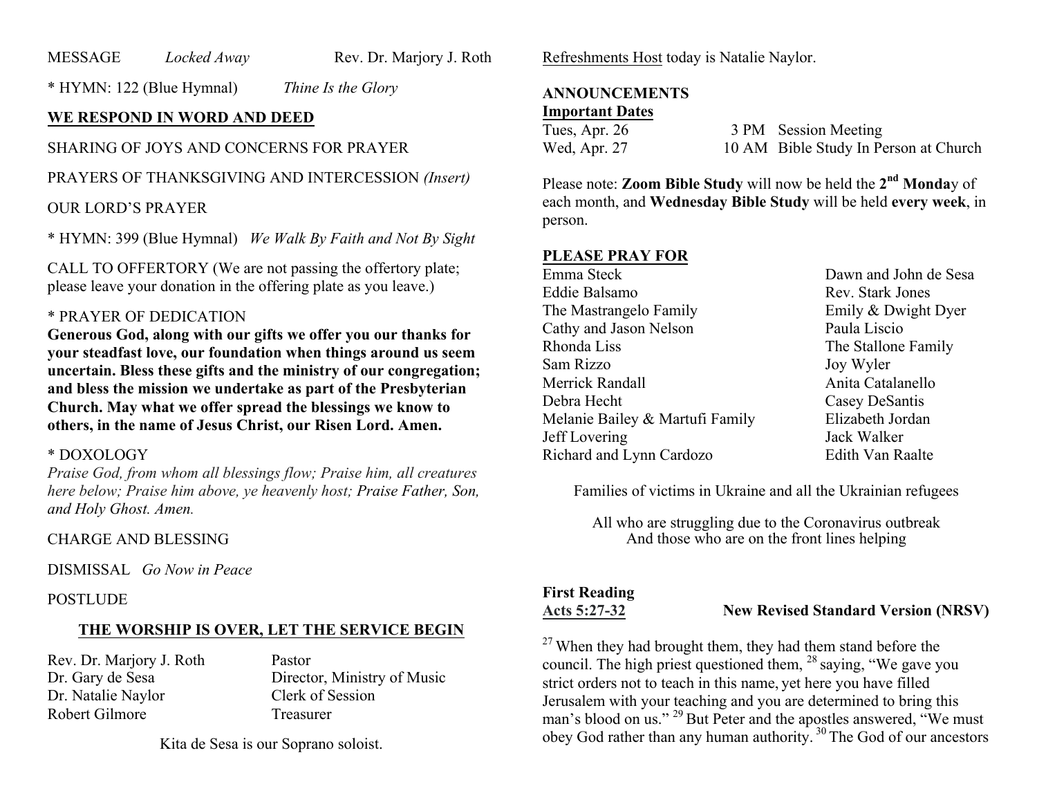MESSAGE *Locked Away* Rev. Dr. Marjory J. Roth

* HYMN: 122 (Blue Hymnal) *Thine Is the Glory*

## **WE RESPOND IN WORD AND DEED**

SHARING OF JOYS AND CONCERNS FOR PRAYER

PRAYERS OF THANKSGIVING AND INTERCESSION *(Insert)*

OUR LORD'S PRAYER

* HYMN: 399 (Blue Hymnal) *We Walk By Faith and Not By Sight*

CALL TO OFFERTORY (We are not passing the offertory plate; please leave your donation in the offering plate as you leave.)

* PRAYER OF DEDICATION
**Generous God, along with our gifts we offer you our thanks for your steadfast love, our foundation when things around us seem uncertain. Bless these gifts and the ministry of our congregation; and bless the mission we undertake as part of the Presbyterian Church. May what we offer spread the blessings we know to others, in the name of Jesus Christ, our Risen Lord. Amen.**

* DOXOLOGY
*Praise God, from whom all blessings flow; Praise him, all creatures here below; Praise him above, ye heavenly host; Praise Father, Son, and Holy Ghost. Amen.*

CHARGE AND BLESSING

DISMISSAL *Go Now in Peace*

POSTLUDE

## **THE WORSHIP IS OVER, LET THE SERVICE BEGIN**

| | |
|---|---|
| Rev. Dr. Marjory J. Roth | Pastor |
| Dr. Gary de Sesa | Director, Ministry of Music |
| Dr. Natalie Naylor | Clerk of Session |
| Robert Gilmore | Treasurer |

Kita de Sesa is our Soprano soloist.

Refreshments Host today is Natalie Naylor.

## **ANNOUNCEMENTS**

**Important Dates**

| | | |
|---|---|---|
| Tues, Apr. 26 | 3 PM | Session Meeting |
| Wed, Apr. 27 | 10 AM | Bible Study In Person at Church |

Please note: **Zoom Bible Study** will now be held the **2nd Monda**y of each month, and **Wednesday Bible Study** will be held **every week**, in person.

## **PLEASE PRAY FOR**

| | |
|---|---|
| Emma Steck | Dawn and John de Sesa |
| Eddie Balsamo | Rev. Stark Jones |
| The Mastrangelo Family | Emily & Dwight Dyer |
| Cathy and Jason Nelson | Paula Liscio |
| Rhonda Liss | The Stallone Family |
| Sam Rizzo | Joy Wyler |
| Merrick Randall | Anita Catalanello |
| Debra Hecht | Casey DeSantis |
| Melanie Bailey & Martufi Family | Elizabeth Jordan |
| Jeff Lovering | Jack Walker |
| Richard and Lynn Cardozo | Edith Van Raalte |

Families of victims in Ukraine and all the Ukrainian refugees

All who are struggling due to the Coronavirus outbreak
And those who are on the front lines helping

**First Reading**
**Acts 5:27-32** **New Revised Standard Version (NRSV)**

[27] When they had brought them, they had them stand before the council. The high priest questioned them, [28] saying, "We gave you strict orders not to teach in this name, yet here you have filled Jerusalem with your teaching and you are determined to bring this man's blood on us." [29] But Peter and the apostles answered, "We must obey God rather than any human authority. [30] The God of our ancestors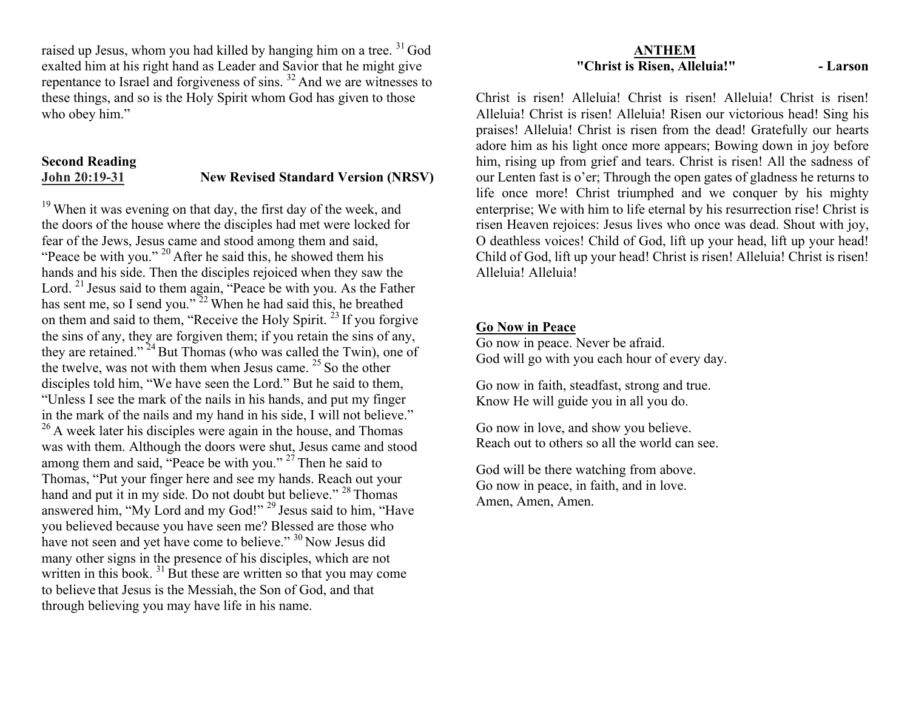raised up Jesus, whom you had killed by hanging him on a tree. [31] God exalted him at his right hand as Leader and Savior that he might give repentance to Israel and forgiveness of sins. [32] And we are witnesses to these things, and so is the Holy Spirit whom God has given to those who obey him."

**Second Reading**

**John 20:19-31** **New Revised Standard Version (NRSV)**

[19] When it was evening on that day, the first day of the week, and the doors of the house where the disciples had met were locked for fear of the Jews, Jesus came and stood among them and said, "Peace be with you." [20] After he said this, he showed them his hands and his side. Then the disciples rejoiced when they saw the Lord. [21] Jesus said to them again, "Peace be with you. As the Father has sent me, so I send you." [22] When he had said this, he breathed on them and said to them, "Receive the Holy Spirit. [23] If you forgive the sins of any, they are forgiven them; if you retain the sins of any, they are retained." [24] But Thomas (who was called the Twin), one of the twelve, was not with them when Jesus came. [25] So the other disciples told him, "We have seen the Lord." But he said to them, "Unless I see the mark of the nails in his hands, and put my finger in the mark of the nails and my hand in his side, I will not believe." [26] A week later his disciples were again in the house, and Thomas was with them. Although the doors were shut, Jesus came and stood among them and said, "Peace be with you." [27] Then he said to Thomas, "Put your finger here and see my hands. Reach out your hand and put it in my side. Do not doubt but believe." [28] Thomas answered him, "My Lord and my God!" [29] Jesus said to him, "Have you believed because you have seen me? Blessed are those who have not seen and yet have come to believe." [30] Now Jesus did many other signs in the presence of his disciples, which are not written in this book. [31] But these are written so that you may come to believe that Jesus is the Messiah, the Son of God, and that through believing you may have life in his name.

**ANTHEM**

**"Christ is Risen, Alleluia!"** **- Larson**

Christ is risen! Alleluia! Christ is risen! Alleluia! Christ is risen! Alleluia! Christ is risen! Alleluia! Risen our victorious head! Sing his praises! Alleluia! Christ is risen from the dead! Gratefully our hearts adore him as his light once more appears; Bowing down in joy before him, rising up from grief and tears. Christ is risen! All the sadness of our Lenten fast is o'er; Through the open gates of gladness he returns to life once more! Christ triumphed and we conquer by his mighty enterprise; We with him to life eternal by his resurrection rise! Christ is risen Heaven rejoices: Jesus lives who once was dead. Shout with joy, O deathless voices! Child of God, lift up your head, lift up your head! Child of God, lift up your head! Christ is risen! Alleluia! Christ is risen! Alleluia! Alleluia!

**Go Now in Peace**

Go now in peace. Never be afraid.
God will go with you each hour of every day.

Go now in faith, steadfast, strong and true.
Know He will guide you in all you do.

Go now in love, and show you believe.
Reach out to others so all the world can see.

God will be there watching from above.
Go now in peace, in faith, and in love.
Amen, Amen, Amen.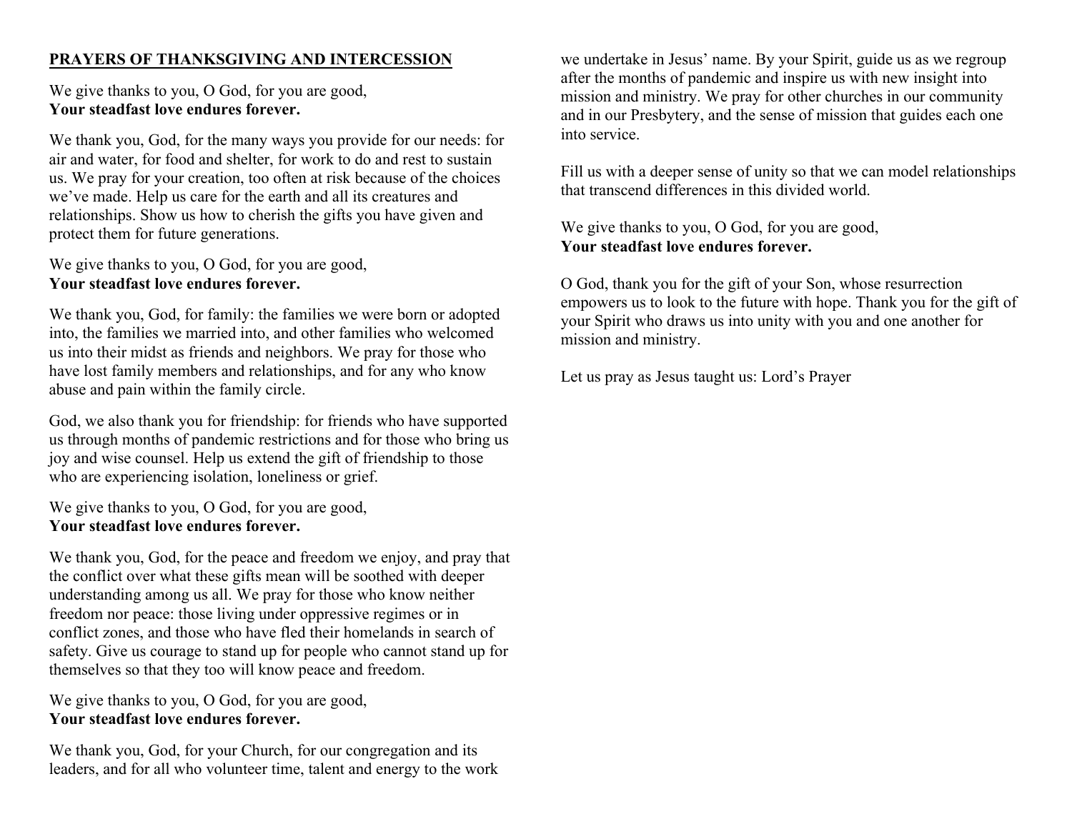**PRAYERS OF THANKSGIVING AND INTERCESSION**

We give thanks to you, O God, for you are good,
**Your steadfast love endures forever.**

We thank you, God, for the many ways you provide for our needs: for air and water, for food and shelter, for work to do and rest to sustain us. We pray for your creation, too often at risk because of the choices we've made. Help us care for the earth and all its creatures and relationships. Show us how to cherish the gifts you have given and protect them for future generations.

We give thanks to you, O God, for you are good,
**Your steadfast love endures forever.**

We thank you, God, for family: the families we were born or adopted into, the families we married into, and other families who welcomed us into their midst as friends and neighbors. We pray for those who have lost family members and relationships, and for any who know abuse and pain within the family circle.

God, we also thank you for friendship: for friends who have supported us through months of pandemic restrictions and for those who bring us joy and wise counsel. Help us extend the gift of friendship to those who are experiencing isolation, loneliness or grief.

We give thanks to you, O God, for you are good,
**Your steadfast love endures forever.**

We thank you, God, for the peace and freedom we enjoy, and pray that the conflict over what these gifts mean will be soothed with deeper understanding among us all. We pray for those who know neither freedom nor peace: those living under oppressive regimes or in conflict zones, and those who have fled their homelands in search of safety. Give us courage to stand up for people who cannot stand up for themselves so that they too will know peace and freedom.

We give thanks to you, O God, for you are good,
**Your steadfast love endures forever.**

We thank you, God, for your Church, for our congregation and its leaders, and for all who volunteer time, talent and energy to the work we undertake in Jesus' name. By your Spirit, guide us as we regroup after the months of pandemic and inspire us with new insight into mission and ministry. We pray for other churches in our community and in our Presbytery, and the sense of mission that guides each one into service.

Fill us with a deeper sense of unity so that we can model relationships that transcend differences in this divided world.

We give thanks to you, O God, for you are good,
**Your steadfast love endures forever.**

O God, thank you for the gift of your Son, whose resurrection empowers us to look to the future with hope. Thank you for the gift of your Spirit who draws us into unity with you and one another for mission and ministry.

Let us pray as Jesus taught us: Lord's Prayer